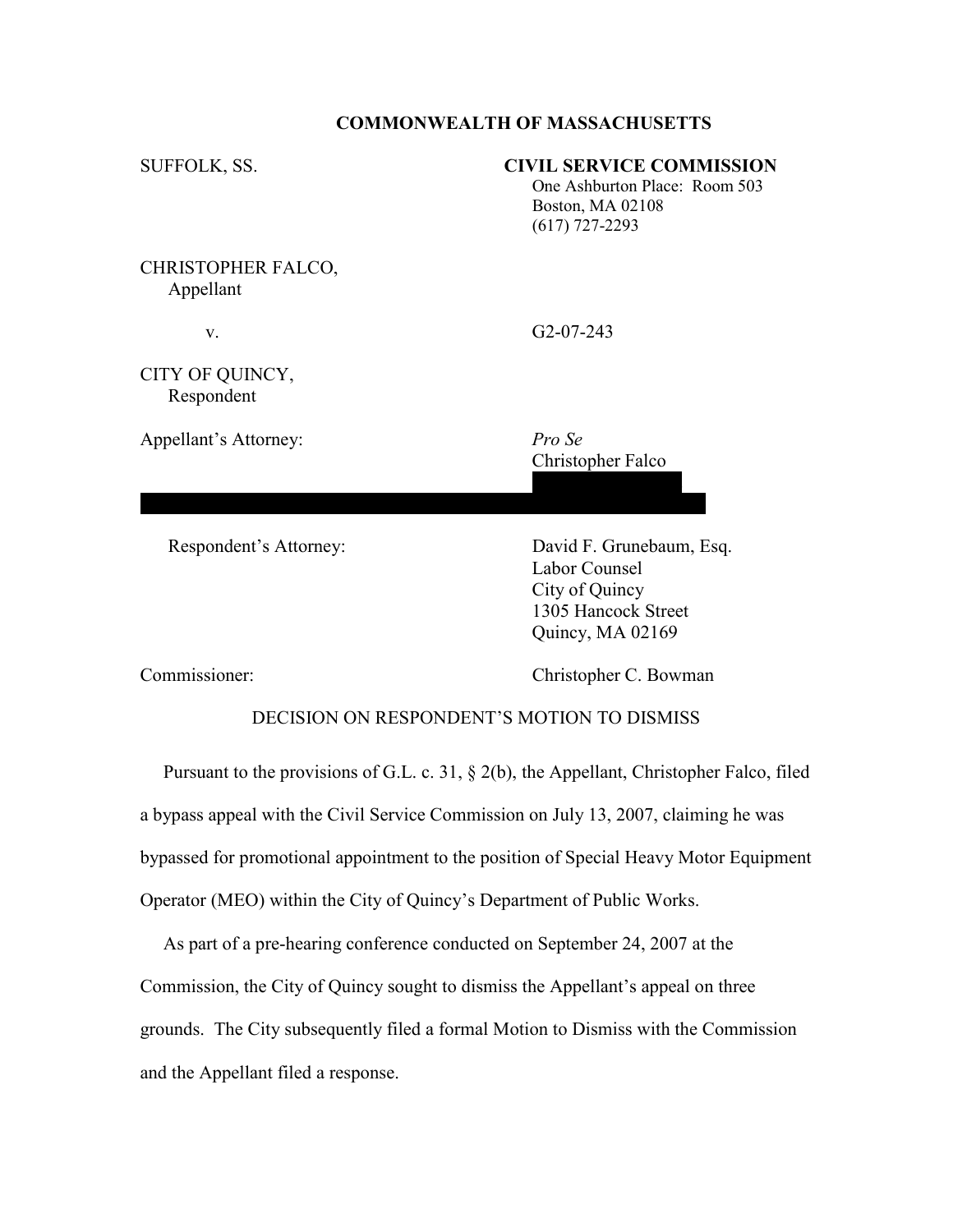**COMMONWEALTH OF MASSACHUSETTS**

SUFFOLK, SS.

**CIVIL SERVICE COMMISSION**
One Ashburton Place: Room 503
Boston, MA 02108
(617) 727-2293

CHRISTOPHER FALCO,
Appellant

v. G2-07-243

CITY OF QUINCY,
Respondent

Appellant's Attorney: *Pro Se*
Christopher Falco

Respondent's Attorney: David F. Grunebaum, Esq.
Labor Counsel
City of Quincy
1305 Hancock Street
Quincy, MA 02169

Commissioner: Christopher C. Bowman

DECISION ON RESPONDENT'S MOTION TO DISMISS

Pursuant to the provisions of G.L. c. 31, § 2(b), the Appellant, Christopher Falco, filed a bypass appeal with the Civil Service Commission on July 13, 2007, claiming he was bypassed for promotional appointment to the position of Special Heavy Motor Equipment Operator (MEO) within the City of Quincy's Department of Public Works.

As part of a pre-hearing conference conducted on September 24, 2007 at the Commission, the City of Quincy sought to dismiss the Appellant's appeal on three grounds. The City subsequently filed a formal Motion to Dismiss with the Commission and the Appellant filed a response.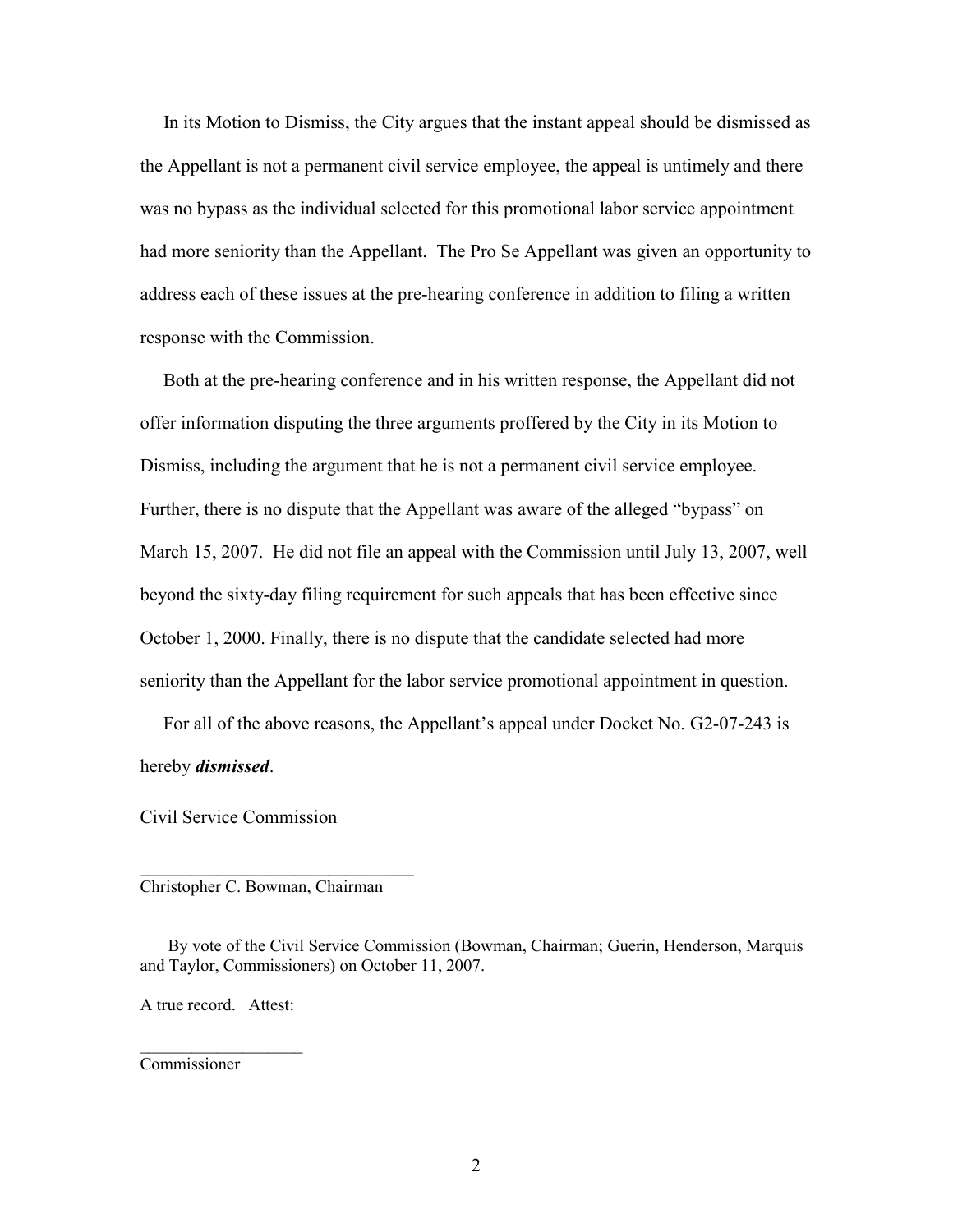In its Motion to Dismiss, the City argues that the instant appeal should be dismissed as the Appellant is not a permanent civil service employee, the appeal is untimely and there was no bypass as the individual selected for this promotional labor service appointment had more seniority than the Appellant. The Pro Se Appellant was given an opportunity to address each of these issues at the pre-hearing conference in addition to filing a written response with the Commission.

Both at the pre-hearing conference and in his written response, the Appellant did not offer information disputing the three arguments proffered by the City in its Motion to Dismiss, including the argument that he is not a permanent civil service employee. Further, there is no dispute that the Appellant was aware of the alleged "bypass" on March 15, 2007. He did not file an appeal with the Commission until July 13, 2007, well beyond the sixty-day filing requirement for such appeals that has been effective since October 1, 2000. Finally, there is no dispute that the candidate selected had more seniority than the Appellant for the labor service promotional appointment in question.

For all of the above reasons, the Appellant's appeal under Docket No. G2-07-243 is hereby ***dismissed***.

Civil Service Commission

_______________________________
Christopher C. Bowman, Chairman

By vote of the Civil Service Commission (Bowman, Chairman; Guerin, Henderson, Marquis and Taylor, Commissioners) on October 11, 2007.

A true record. Attest:

___________________
Commissioner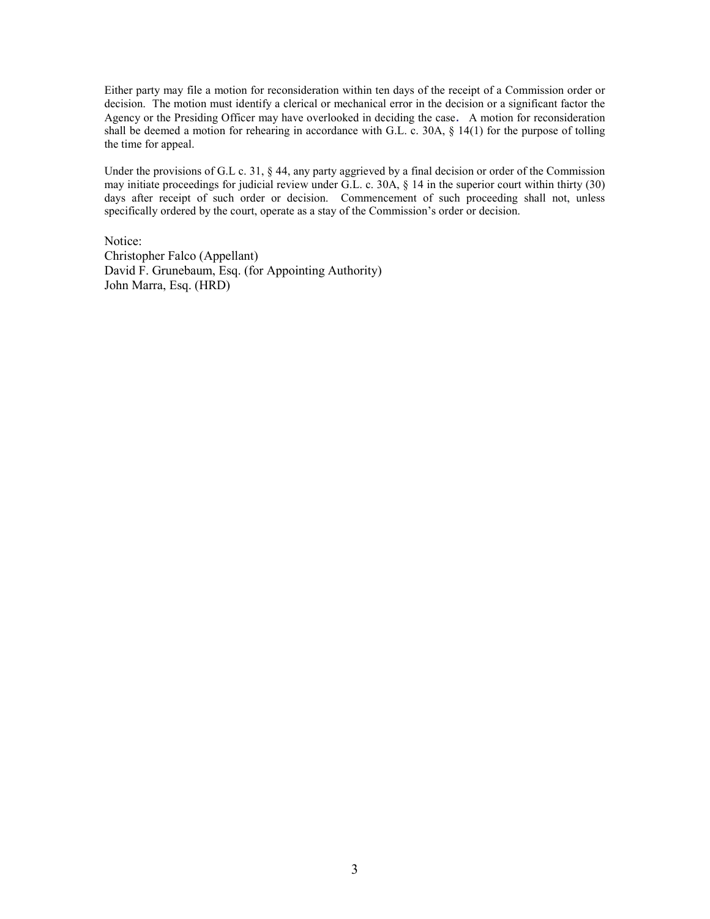Either party may file a motion for reconsideration within ten days of the receipt of a Commission order or decision. The motion must identify a clerical or mechanical error in the decision or a significant factor the Agency or the Presiding Officer may have overlooked in deciding the case. A motion for reconsideration shall be deemed a motion for rehearing in accordance with G.L. c. 30A, § 14(1) for the purpose of tolling the time for appeal.

Under the provisions of G.L c. 31, § 44, any party aggrieved by a final decision or order of the Commission may initiate proceedings for judicial review under G.L. c. 30A, § 14 in the superior court within thirty (30) days after receipt of such order or decision. Commencement of such proceeding shall not, unless specifically ordered by the court, operate as a stay of the Commission's order or decision.

Notice:
Christopher Falco (Appellant)
David F. Grunebaum, Esq. (for Appointing Authority)
John Marra, Esq. (HRD)